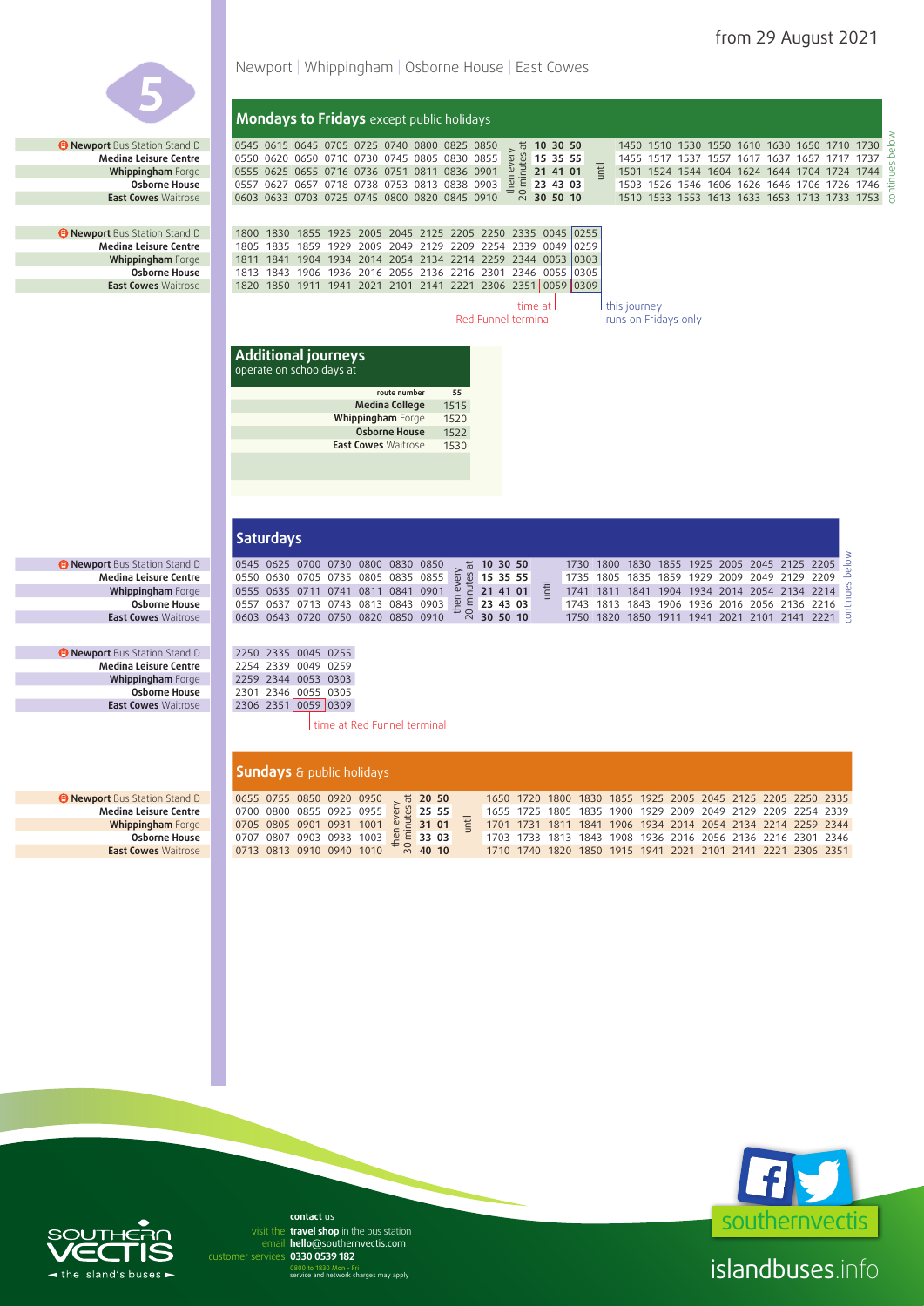# 5

## Newport | Whippingham | Osborne House | East Cowes

from 29 August 2021

### Mondays to Fridays except public holidays

| Stop | | | | | | | | | | | | | | | | | | | | | | |
|---|---|---|---|---|---|---|---|---|---|---|---|---|---|---|---|---|---|---|---|---|---|---|
| Newport Bus Station Stand D | 0545 | 0615 | 0645 | 0705 | 0725 | 0740 | 0800 | 0825 | 0850 | then every 20 minutes at | 10 30 50 | until | 1450 | 1510 | 1530 | 1550 | 1610 | 1630 | 1650 | 1710 | 1730 | continues below |
| Medina Leisure Centre | 0550 | 0620 | 0650 | 0710 | 0730 | 0745 | 0805 | 0830 | 0855 | | 15 35 55 | | 1455 | 1517 | 1537 | 1557 | 1617 | 1637 | 1657 | 1717 | 1737 | |
| Whippingham Forge | 0555 | 0625 | 0655 | 0716 | 0736 | 0751 | 0811 | 0836 | 0901 | | 21 41 01 | | 1501 | 1524 | 1544 | 1604 | 1624 | 1644 | 1704 | 1724 | 1744 | |
| Osborne House | 0557 | 0627 | 0657 | 0718 | 0738 | 0753 | 0813 | 0838 | 0903 | | 23 43 03 | | 1503 | 1526 | 1546 | 1606 | 1626 | 1646 | 1706 | 1726 | 1746 | |
| East Cowes Waitrose | 0603 | 0633 | 0703 | 0725 | 0745 | 0800 | 0820 | 0845 | 0910 | | 30 50 10 | | 1510 | 1533 | 1553 | 1613 | 1633 | 1653 | 1713 | 1733 | 1753 | |

| Stop | | | | | | | | | | | | |
|---|---|---|---|---|---|---|---|---|---|---|---|---|
| Newport Bus Station Stand D | 1800 | 1830 | 1855 | 1925 | 2005 | 2045 | 2125 | 2205 | 2250 | 2335 | 0045 | 0255 |
| Medina Leisure Centre | 1805 | 1835 | 1859 | 1929 | 2009 | 2049 | 2129 | 2209 | 2254 | 2339 | 0049 | 0259 |
| Whippingham Forge | 1811 | 1841 | 1904 | 1934 | 2014 | 2054 | 2134 | 2214 | 2259 | 2344 | 0053 | 0303 |
| Osborne House | 1813 | 1843 | 1906 | 1936 | 2016 | 2056 | 2136 | 2216 | 2301 | 2346 | 0055 | 0305 |
| East Cowes Waitrose | 1820 | 1850 | 1911 | 1941 | 2021 | 2101 | 2141 | 2221 | 2306 | 2351 | 0059 | 0309 |

0059: time at Red Funnel terminal
0255 journey: this journey runs on Fridays only

### Additional journeys
operate on schooldays at

| route number | 55 |
|---|---|
| Medina College | 1515 |
| Whippingham Forge | 1520 |
| Osborne House | 1522 |
| East Cowes Waitrose | 1530 |

### Saturdays

| Stop | | | | | | | | | | | | | | | | | | | |
|---|---|---|---|---|---|---|---|---|---|---|---|---|---|---|---|---|---|---|---|
| Newport Bus Station Stand D | 0545 | 0625 | 0700 | 0730 | 0800 | 0830 | 0850 | then every 20 minutes at | 10 30 50 | until | 1730 | 1800 | 1830 | 1855 | 1925 | 2005 | 2045 | 2125 | 2205 | continues below |
| Medina Leisure Centre | 0550 | 0630 | 0705 | 0735 | 0805 | 0835 | 0855 | | 15 35 55 | | 1735 | 1805 | 1835 | 1859 | 1929 | 2009 | 2049 | 2129 | 2209 | |
| Whippingham Forge | 0555 | 0635 | 0711 | 0741 | 0811 | 0841 | 0901 | | 21 41 01 | | 1741 | 1811 | 1841 | 1904 | 1934 | 2014 | 2054 | 2134 | 2214 | |
| Osborne House | 0557 | 0637 | 0713 | 0743 | 0813 | 0843 | 0903 | | 23 43 03 | | 1743 | 1813 | 1843 | 1906 | 1936 | 2016 | 2056 | 2136 | 2216 | |
| East Cowes Waitrose | 0603 | 0643 | 0720 | 0750 | 0820 | 0850 | 0910 | | 30 50 10 | | 1750 | 1820 | 1850 | 1911 | 1941 | 2021 | 2101 | 2141 | 2221 | |

| Stop | | | | |
|---|---|---|---|---|
| Newport Bus Station Stand D | 2250 | 2335 | 0045 | 0255 |
| Medina Leisure Centre | 2254 | 2339 | 0049 | 0259 |
| Whippingham Forge | 2259 | 2344 | 0053 | 0303 |
| Osborne House | 2301 | 2346 | 0055 | 0305 |
| East Cowes Waitrose | 2306 | 2351 | 0059 | 0309 |

0059: time at Red Funnel terminal

### Sundays & public holidays

| Stop | | | | | | | | | | | | | | | | | | | | |
|---|---|---|---|---|---|---|---|---|---|---|---|---|---|---|---|---|---|---|---|---|
| Newport Bus Station Stand D | 0655 | 0755 | 0850 | 0920 | 0950 | then every 30 minutes at | 20 50 | until | 1650 | 1720 | 1800 | 1830 | 1855 | 1925 | 2005 | 2045 | 2125 | 2205 | 2250 | 2335 |
| Medina Leisure Centre | 0700 | 0800 | 0855 | 0925 | 0955 | | 25 55 | | 1655 | 1725 | 1805 | 1835 | 1900 | 1929 | 2009 | 2049 | 2129 | 2209 | 2254 | 2339 |
| Whippingham Forge | 0705 | 0805 | 0901 | 0931 | 1001 | | 31 01 | | 1701 | 1731 | 1811 | 1841 | 1906 | 1934 | 2014 | 2054 | 2134 | 2214 | 2259 | 2344 |
| Osborne House | 0707 | 0807 | 0903 | 0933 | 1003 | | 33 03 | | 1703 | 1733 | 1813 | 1843 | 1908 | 1936 | 2016 | 2056 | 2136 | 2216 | 2301 | 2346 |
| East Cowes Waitrose | 0713 | 0813 | 0910 | 0940 | 1010 | | 40 10 | | 1710 | 1740 | 1820 | 1850 | 1915 | 1941 | 2021 | 2101 | 2141 | 2221 | 2306 | 2351 |

SOUTHERN VECTIS – the island's buses

**contact** us
visit the **travel shop** in the bus station
email **hello**@southernvectis.com
customer services **0330 0539 182**
0800 to 1830 Mon - Fri
service and network charges may apply

southernvectis

islandbuses.info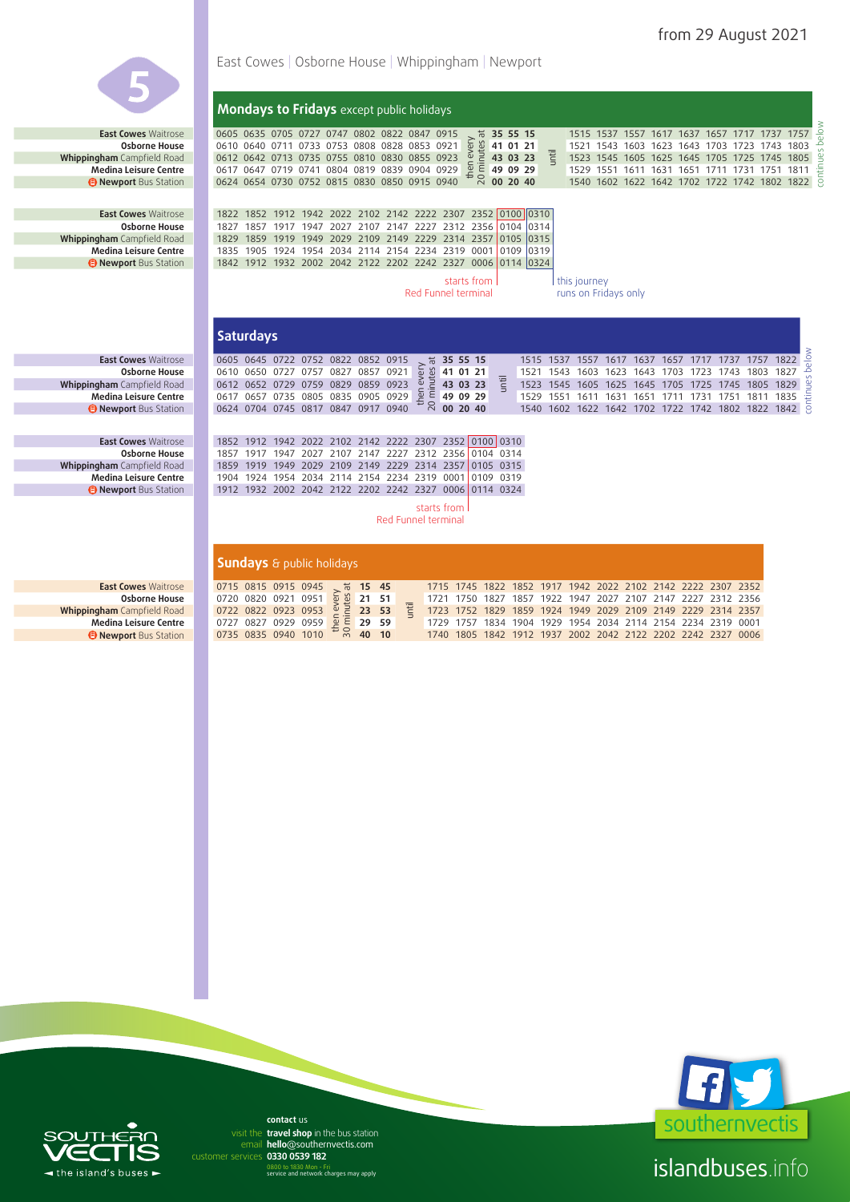from 29 August 2021

# 5

East Cowes | Osborne House | Whippingham | Newport

## Mondays to Fridays except public holidays

| | | | | | | | | | | | | | | | | | | | | | | | |
|---|---|---|---|---|---|---|---|---|---|---|---|---|---|---|---|---|---|---|---|---|---|---|---|
| **East Cowes** Waitrose | 0605 | 0635 | 0705 | 0727 | 0747 | 0802 | 0822 | 0847 | 0915 | then every 20 minutes at | **35** | **55** | **15** | until | 1515 | 1537 | 1557 | 1617 | 1637 | 1657 | 1717 | 1737 | 1757 |
| **Osborne House** | 0610 | 0640 | 0711 | 0733 | 0753 | 0808 | 0828 | 0853 | 0921 | | **41** | **01** | **21** | | 1521 | 1543 | 1603 | 1623 | 1643 | 1703 | 1723 | 1743 | 1803 |
| **Whippingham** Campfield Road | 0612 | 0642 | 0713 | 0735 | 0755 | 0810 | 0830 | 0855 | 0923 | | **43** | **03** | **23** | | 1523 | 1545 | 1605 | 1625 | 1645 | 1705 | 1725 | 1745 | 1805 |
| **Medina Leisure Centre** | 0617 | 0647 | 0719 | 0741 | 0804 | 0819 | 0839 | 0904 | 0929 | | **49** | **09** | **29** | | 1529 | 1551 | 1611 | 1631 | 1651 | 1711 | 1731 | 1751 | 1811 |
| **Newport** Bus Station | 0624 | 0654 | 0730 | 0752 | 0815 | 0830 | 0850 | 0915 | 0940 | | **00** | **20** | **40** | | 1540 | 1602 | 1622 | 1642 | 1702 | 1722 | 1742 | 1802 | 1822 |

continues below

| | | | | | | | | | | | | |
|---|---|---|---|---|---|---|---|---|---|---|---|---|
| **East Cowes** Waitrose | 1822 | 1852 | 1912 | 1942 | 2022 | 2102 | 2142 | 2222 | 2307 | 2352 | 0100 | 0310 |
| **Osborne House** | 1827 | 1857 | 1917 | 1947 | 2027 | 2107 | 2147 | 2227 | 2312 | 2356 | 0104 | 0314 |
| **Whippingham** Campfield Road | 1829 | 1859 | 1919 | 1949 | 2029 | 2109 | 2149 | 2229 | 2314 | 2357 | 0105 | 0315 |
| **Medina Leisure Centre** | 1835 | 1905 | 1924 | 1954 | 2034 | 2114 | 2154 | 2234 | 2319 | 0001 | 0109 | 0319 |
| **Newport** Bus Station | 1842 | 1912 | 1932 | 2002 | 2042 | 2122 | 2202 | 2242 | 2327 | 0006 | 0114 | 0324 |

0100: starts from Red Funnel terminal
0310: this journey runs on Fridays only

## Saturdays

| | | | | | | | | | | | | | | | | | | | | | | | |
|---|---|---|---|---|---|---|---|---|---|---|---|---|---|---|---|---|---|---|---|---|---|---|---|
| **East Cowes** Waitrose | 0605 | 0645 | 0722 | 0752 | 0822 | 0852 | 0915 | then every 20 minutes at | **35** | **55** | **15** | until | 1515 | 1537 | 1557 | 1617 | 1637 | 1657 | 1717 | 1737 | 1757 | 1822 |
| **Osborne House** | 0610 | 0650 | 0727 | 0757 | 0827 | 0857 | 0921 | | **41** | **01** | **21** | | 1521 | 1543 | 1603 | 1623 | 1643 | 1703 | 1723 | 1743 | 1803 | 1827 |
| **Whippingham** Campfield Road | 0612 | 0652 | 0729 | 0759 | 0829 | 0859 | 0923 | | **43** | **03** | **23** | | 1523 | 1545 | 1605 | 1625 | 1645 | 1705 | 1725 | 1745 | 1805 | 1829 |
| **Medina Leisure Centre** | 0617 | 0657 | 0735 | 0805 | 0835 | 0905 | 0929 | | **49** | **09** | **29** | | 1529 | 1551 | 1611 | 1631 | 1651 | 1711 | 1731 | 1751 | 1811 | 1835 |
| **Newport** Bus Station | 0624 | 0704 | 0745 | 0817 | 0847 | 0917 | 0940 | | **00** | **20** | **40** | | 1540 | 1602 | 1622 | 1642 | 1702 | 1722 | 1742 | 1802 | 1822 | 1842 |

continues below

| | | | | | | | | | | | |
|---|---|---|---|---|---|---|---|---|---|---|---|
| **East Cowes** Waitrose | 1852 | 1912 | 1942 | 2022 | 2102 | 2142 | 2222 | 2307 | 2352 | 0100 | 0310 |
| **Osborne House** | 1857 | 1917 | 1947 | 2027 | 2107 | 2147 | 2227 | 2312 | 2356 | 0104 | 0314 |
| **Whippingham** Campfield Road | 1859 | 1919 | 1949 | 2029 | 2109 | 2149 | 2229 | 2314 | 2357 | 0105 | 0315 |
| **Medina Leisure Centre** | 1904 | 1924 | 1954 | 2034 | 2114 | 2154 | 2234 | 2319 | 0001 | 0109 | 0319 |
| **Newport** Bus Station | 1912 | 1932 | 2002 | 2042 | 2122 | 2202 | 2242 | 2327 | 0006 | 0114 | 0324 |

0100: starts from Red Funnel terminal

## Sundays & public holidays

| | | | | | | | | | | | | | | | | | | | | | | |
|---|---|---|---|---|---|---|---|---|---|---|---|---|---|---|---|---|---|---|---|---|---|---|
| **East Cowes** Waitrose | 0715 | 0815 | 0915 | 0945 | then every 30 minutes at | **15** | **45** | until | 1715 | 1745 | 1822 | 1852 | 1917 | 1942 | 2022 | 2102 | 2142 | 2222 | 2307 | 2352 |
| **Osborne House** | 0720 | 0820 | 0921 | 0951 | | **21** | **51** | | 1721 | 1750 | 1827 | 1857 | 1922 | 1947 | 2027 | 2107 | 2147 | 2227 | 2312 | 2356 |
| **Whippingham** Campfield Road | 0722 | 0822 | 0923 | 0953 | | **23** | **53** | | 1723 | 1752 | 1829 | 1859 | 1924 | 1949 | 2029 | 2109 | 2149 | 2229 | 2314 | 2357 |
| **Medina Leisure Centre** | 0727 | 0827 | 0929 | 0959 | | **29** | **59** | | 1729 | 1757 | 1834 | 1904 | 1929 | 1954 | 2034 | 2114 | 2154 | 2234 | 2319 | 0001 |
| **Newport** Bus Station | 0735 | 0835 | 0940 | 1010 | | **40** | **10** | | 1740 | 1805 | 1842 | 1912 | 1937 | 2002 | 2042 | 2122 | 2202 | 2242 | 2327 | 0006 |

SOUTHERN VECTIS — the island's buses

**contact** us
visit the **travel shop** in the bus station
email **hello**@southernvectis.com
customer services **0330 0539 182**
0800 to 1830 Mon - Fri
service and network charges may apply

southernvectis

islandbuses.info